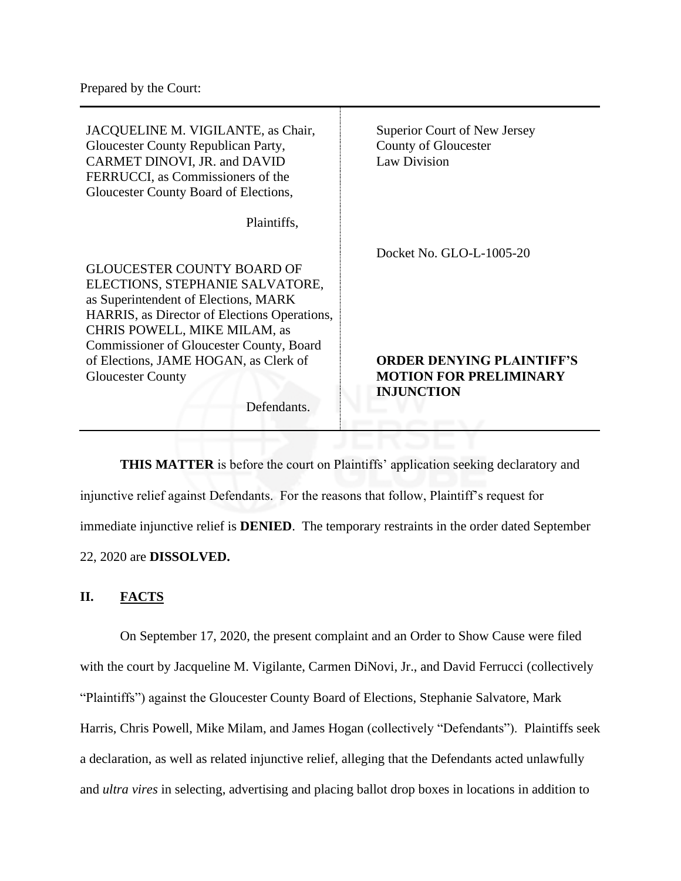Prepared by the Court:

| | |
|---|---|
| JACQUELINE M. VIGILANTE, as Chair, Gloucester County Republican Party, CARMET DINOVI, JR. and DAVID FERRUCCI, as Commissioners of the Gloucester County Board of Elections,<br><br>Plaintiffs,<br><br>GLOUCESTER COUNTY BOARD OF ELECTIONS, STEPHANIE SALVATORE, as Superintendent of Elections, MARK HARRIS, as Director of Elections Operations, CHRIS POWELL, MIKE MILAM, as Commissioner of Gloucester County, Board of Elections, JAME HOGAN, as Clerk of Gloucester County<br><br>Defendants. | Superior Court of New Jersey<br>County of Gloucester<br>Law Division<br><br>Docket No. GLO-L-1005-20<br><br>**ORDER DENYING PLAINTIFF'S MOTION FOR PRELIMINARY INJUNCTION** |

**THIS MATTER** is before the court on Plaintiffs' application seeking declaratory and injunctive relief against Defendants. For the reasons that follow, Plaintiff's request for immediate injunctive relief is **DENIED**. The temporary restraints in the order dated September 22, 2020 are **DISSOLVED.**

## II. FACTS

On September 17, 2020, the present complaint and an Order to Show Cause were filed with the court by Jacqueline M. Vigilante, Carmen DiNovi, Jr., and David Ferrucci (collectively "Plaintiffs") against the Gloucester County Board of Elections, Stephanie Salvatore, Mark Harris, Chris Powell, Mike Milam, and James Hogan (collectively "Defendants"). Plaintiffs seek a declaration, as well as related injunctive relief, alleging that the Defendants acted unlawfully and *ultra vires* in selecting, advertising and placing ballot drop boxes in locations in addition to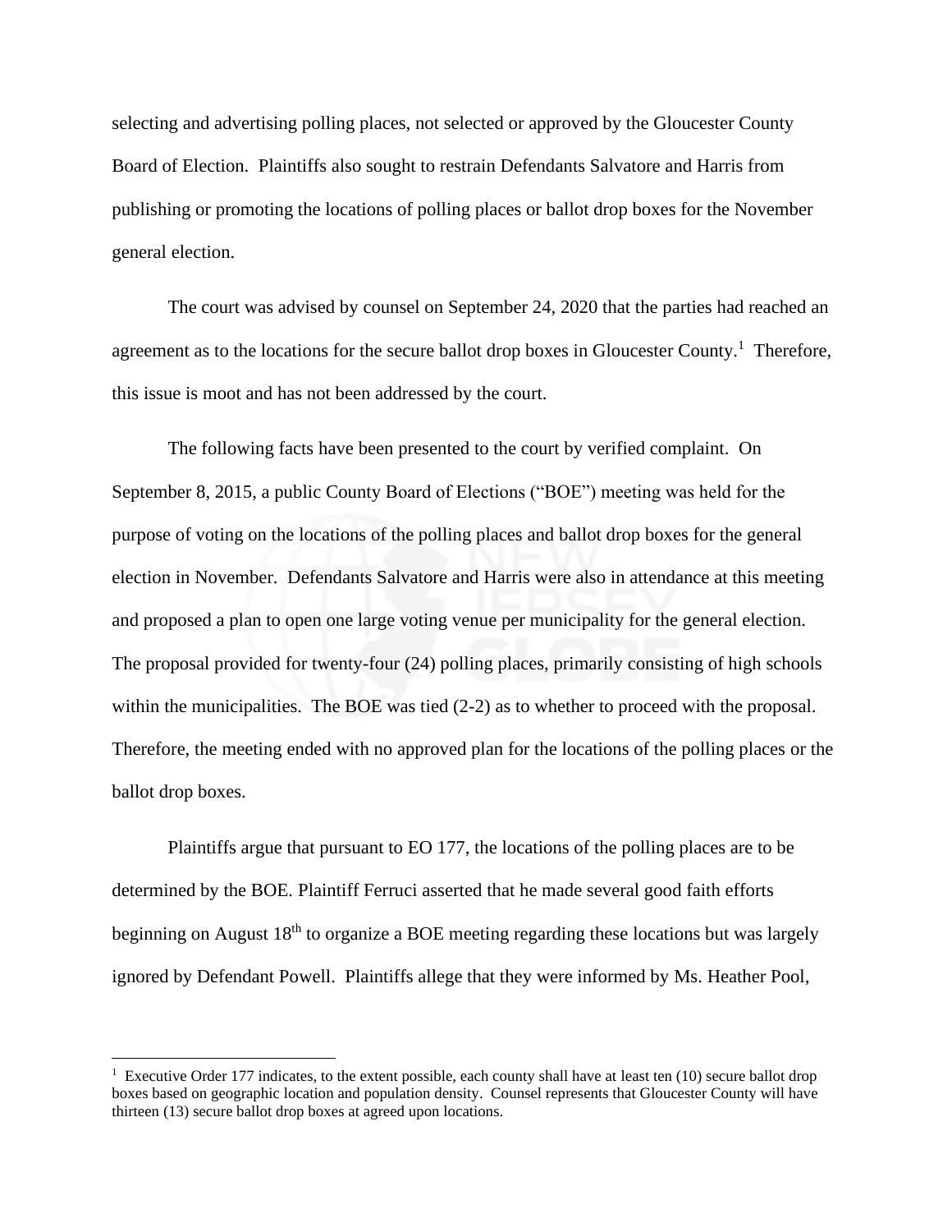selecting and advertising polling places, not selected or approved by the Gloucester County Board of Election. Plaintiffs also sought to restrain Defendants Salvatore and Harris from publishing or promoting the locations of polling places or ballot drop boxes for the November general election.

The court was advised by counsel on September 24, 2020 that the parties had reached an agreement as to the locations for the secure ballot drop boxes in Gloucester County.[1] Therefore, this issue is moot and has not been addressed by the court.

The following facts have been presented to the court by verified complaint. On September 8, 2015, a public County Board of Elections ("BOE") meeting was held for the purpose of voting on the locations of the polling places and ballot drop boxes for the general election in November. Defendants Salvatore and Harris were also in attendance at this meeting and proposed a plan to open one large voting venue per municipality for the general election. The proposal provided for twenty-four (24) polling places, primarily consisting of high schools within the municipalities. The BOE was tied (2-2) as to whether to proceed with the proposal. Therefore, the meeting ended with no approved plan for the locations of the polling places or the ballot drop boxes.

Plaintiffs argue that pursuant to EO 177, the locations of the polling places are to be determined by the BOE. Plaintiff Ferruci asserted that he made several good faith efforts beginning on August 18th to organize a BOE meeting regarding these locations but was largely ignored by Defendant Powell. Plaintiffs allege that they were informed by Ms. Heather Pool,

---

[1] Executive Order 177 indicates, to the extent possible, each county shall have at least ten (10) secure ballot drop boxes based on geographic location and population density. Counsel represents that Gloucester County will have thirteen (13) secure ballot drop boxes at agreed upon locations.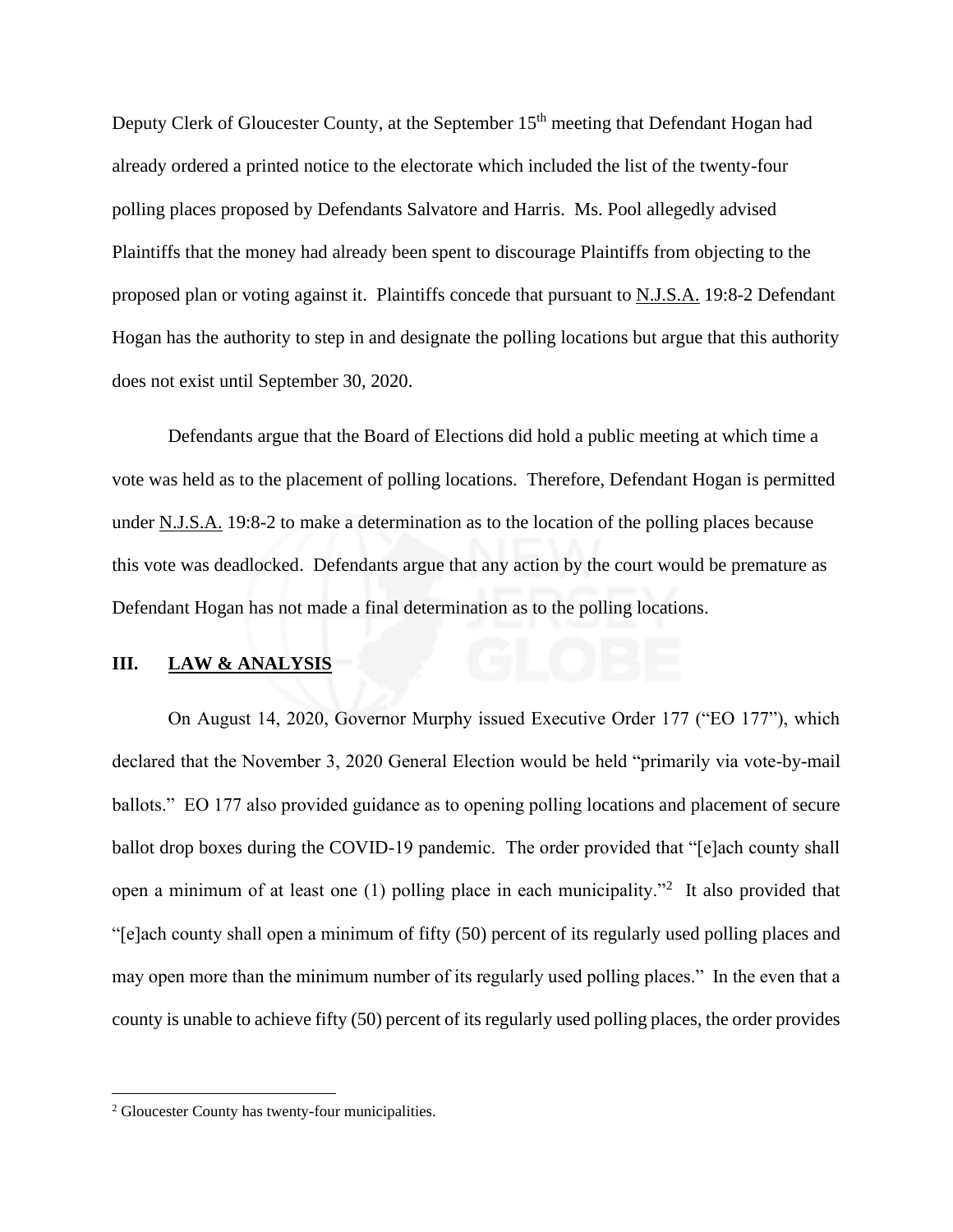Deputy Clerk of Gloucester County, at the September 15th meeting that Defendant Hogan had already ordered a printed notice to the electorate which included the list of the twenty-four polling places proposed by Defendants Salvatore and Harris. Ms. Pool allegedly advised Plaintiffs that the money had already been spent to discourage Plaintiffs from objecting to the proposed plan or voting against it. Plaintiffs concede that pursuant to N.J.S.A. 19:8-2 Defendant Hogan has the authority to step in and designate the polling locations but argue that this authority does not exist until September 30, 2020.

Defendants argue that the Board of Elections did hold a public meeting at which time a vote was held as to the placement of polling locations. Therefore, Defendant Hogan is permitted under N.J.S.A. 19:8-2 to make a determination as to the location of the polling places because this vote was deadlocked. Defendants argue that any action by the court would be premature as Defendant Hogan has not made a final determination as to the polling locations.

## III. LAW & ANALYSIS

On August 14, 2020, Governor Murphy issued Executive Order 177 ("EO 177"), which declared that the November 3, 2020 General Election would be held "primarily via vote-by-mail ballots." EO 177 also provided guidance as to opening polling locations and placement of secure ballot drop boxes during the COVID-19 pandemic. The order provided that "[e]ach county shall open a minimum of at least one (1) polling place in each municipality."[2] It also provided that "[e]ach county shall open a minimum of fifty (50) percent of its regularly used polling places and may open more than the minimum number of its regularly used polling places." In the even that a county is unable to achieve fifty (50) percent of its regularly used polling places, the order provides

[2] Gloucester County has twenty-four municipalities.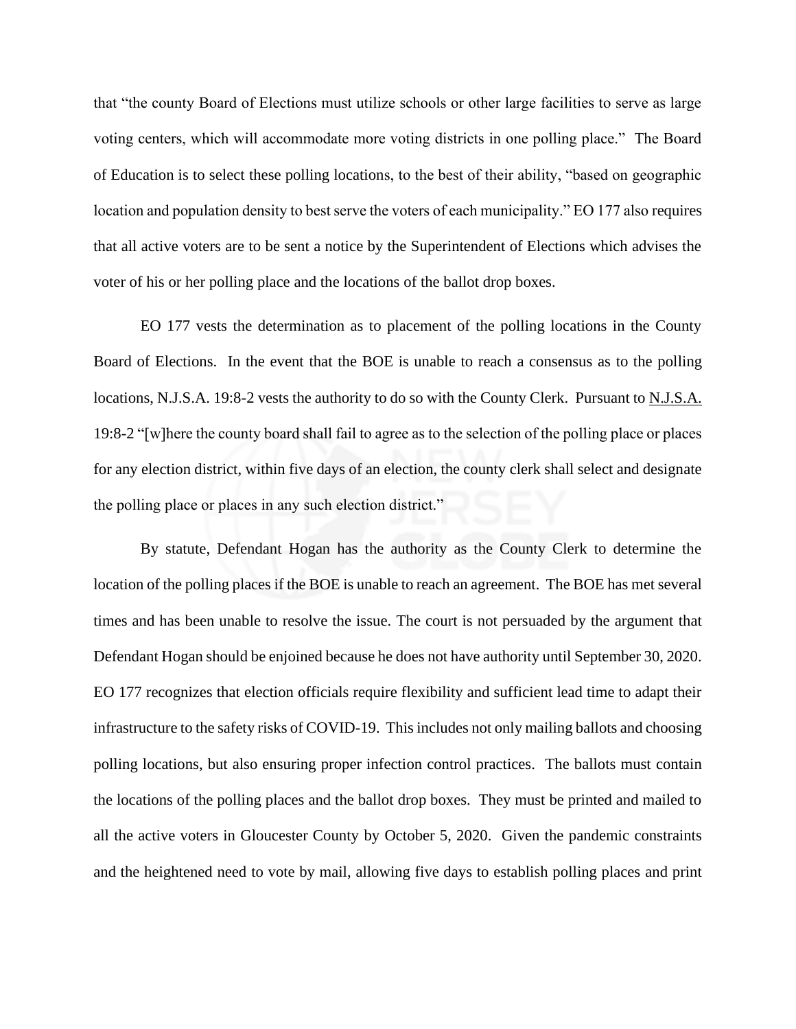that "the county Board of Elections must utilize schools or other large facilities to serve as large voting centers, which will accommodate more voting districts in one polling place." The Board of Education is to select these polling locations, to the best of their ability, "based on geographic location and population density to best serve the voters of each municipality." EO 177 also requires that all active voters are to be sent a notice by the Superintendent of Elections which advises the voter of his or her polling place and the locations of the ballot drop boxes.

EO 177 vests the determination as to placement of the polling locations in the County Board of Elections. In the event that the BOE is unable to reach a consensus as to the polling locations, N.J.S.A. 19:8-2 vests the authority to do so with the County Clerk. Pursuant to N.J.S.A. 19:8-2 "[w]here the county board shall fail to agree as to the selection of the polling place or places for any election district, within five days of an election, the county clerk shall select and designate the polling place or places in any such election district."

By statute, Defendant Hogan has the authority as the County Clerk to determine the location of the polling places if the BOE is unable to reach an agreement. The BOE has met several times and has been unable to resolve the issue. The court is not persuaded by the argument that Defendant Hogan should be enjoined because he does not have authority until September 30, 2020. EO 177 recognizes that election officials require flexibility and sufficient lead time to adapt their infrastructure to the safety risks of COVID-19. This includes not only mailing ballots and choosing polling locations, but also ensuring proper infection control practices. The ballots must contain the locations of the polling places and the ballot drop boxes. They must be printed and mailed to all the active voters in Gloucester County by October 5, 2020. Given the pandemic constraints and the heightened need to vote by mail, allowing five days to establish polling places and print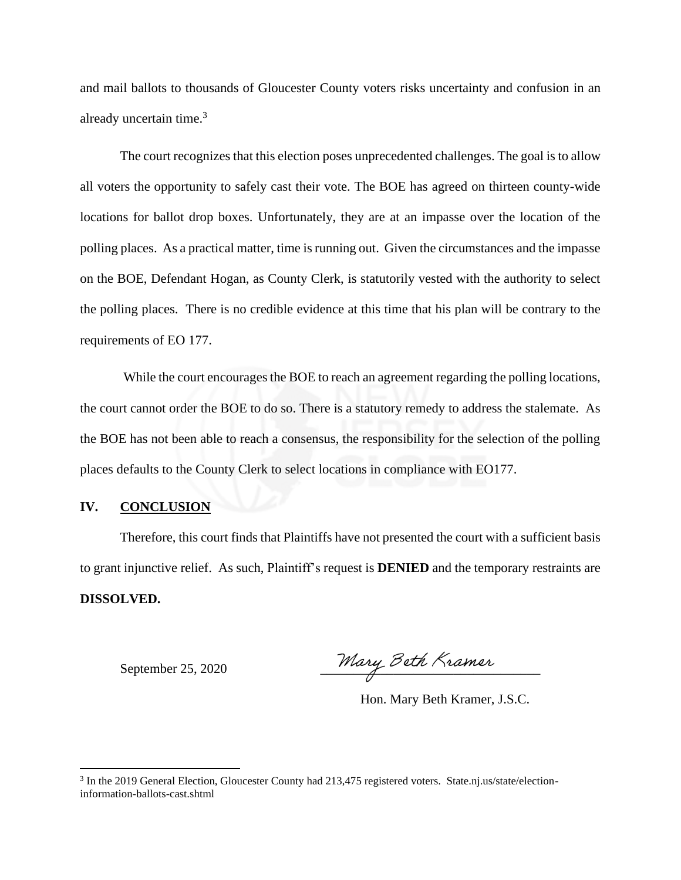and mail ballots to thousands of Gloucester County voters risks uncertainty and confusion in an already uncertain time.[3]

The court recognizes that this election poses unprecedented challenges. The goal is to allow all voters the opportunity to safely cast their vote. The BOE has agreed on thirteen county-wide locations for ballot drop boxes. Unfortunately, they are at an impasse over the location of the polling places. As a practical matter, time is running out. Given the circumstances and the impasse on the BOE, Defendant Hogan, as County Clerk, is statutorily vested with the authority to select the polling places. There is no credible evidence at this time that his plan will be contrary to the requirements of EO 177.

While the court encourages the BOE to reach an agreement regarding the polling locations, the court cannot order the BOE to do so. There is a statutory remedy to address the stalemate. As the BOE has not been able to reach a consensus, the responsibility for the selection of the polling places defaults to the County Clerk to select locations in compliance with EO177.

## IV. CONCLUSION

Therefore, this court finds that Plaintiffs have not presented the court with a sufficient basis to grant injunctive relief. As such, Plaintiff's request is **DENIED** and the temporary restraints are **DISSOLVED.**

September 25, 2020

*Mary Beth Kramer*

Hon. Mary Beth Kramer, J.S.C.

[3] In the 2019 General Election, Gloucester County had 213,475 registered voters. State.nj.us/state/election-information-ballots-cast.shtml